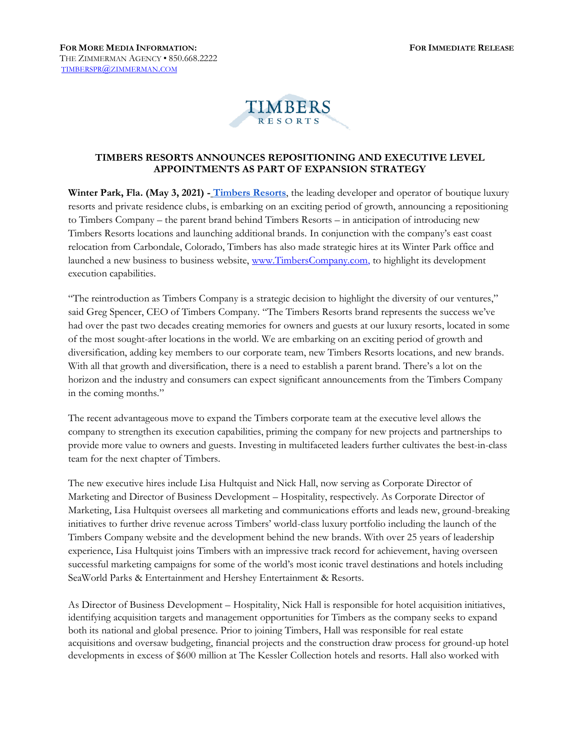**FOR MORE MEDIA INFORMATION:**
THE ZIMMERMAN AGENCY • 850.668.2222
TIMBERSPR@ZIMMERMAN.COM

**FOR IMMEDIATE RELEASE**

TIMBERS
RESORTS

# TIMBERS RESORTS ANNOUNCES REPOSITIONING AND EXECUTIVE LEVEL APPOINTMENTS AS PART OF EXPANSION STRATEGY

**Winter Park, Fla. (May 3, 2021) - Timbers Resorts**, the leading developer and operator of boutique luxury resorts and private residence clubs, is embarking on an exciting period of growth, announcing a repositioning to Timbers Company – the parent brand behind Timbers Resorts – in anticipation of introducing new Timbers Resorts locations and launching additional brands. In conjunction with the company's east coast relocation from Carbondale, Colorado, Timbers has also made strategic hires at its Winter Park office and launched a new business to business website, www.TimbersCompany.com, to highlight its development execution capabilities.

"The reintroduction as Timbers Company is a strategic decision to highlight the diversity of our ventures," said Greg Spencer, CEO of Timbers Company. "The Timbers Resorts brand represents the success we've had over the past two decades creating memories for owners and guests at our luxury resorts, located in some of the most sought-after locations in the world. We are embarking on an exciting period of growth and diversification, adding key members to our corporate team, new Timbers Resorts locations, and new brands. With all that growth and diversification, there is a need to establish a parent brand. There's a lot on the horizon and the industry and consumers can expect significant announcements from the Timbers Company in the coming months."

The recent advantageous move to expand the Timbers corporate team at the executive level allows the company to strengthen its execution capabilities, priming the company for new projects and partnerships to provide more value to owners and guests. Investing in multifaceted leaders further cultivates the best-in-class team for the next chapter of Timbers.

The new executive hires include Lisa Hultquist and Nick Hall, now serving as Corporate Director of Marketing and Director of Business Development – Hospitality, respectively. As Corporate Director of Marketing, Lisa Hultquist oversees all marketing and communications efforts and leads new, ground-breaking initiatives to further drive revenue across Timbers' world-class luxury portfolio including the launch of the Timbers Company website and the development behind the new brands. With over 25 years of leadership experience, Lisa Hultquist joins Timbers with an impressive track record for achievement, having overseen successful marketing campaigns for some of the world's most iconic travel destinations and hotels including SeaWorld Parks & Entertainment and Hershey Entertainment & Resorts.

As Director of Business Development – Hospitality, Nick Hall is responsible for hotel acquisition initiatives, identifying acquisition targets and management opportunities for Timbers as the company seeks to expand both its national and global presence. Prior to joining Timbers, Hall was responsible for real estate acquisitions and oversaw budgeting, financial projects and the construction draw process for ground-up hotel developments in excess of $600 million at The Kessler Collection hotels and resorts. Hall also worked with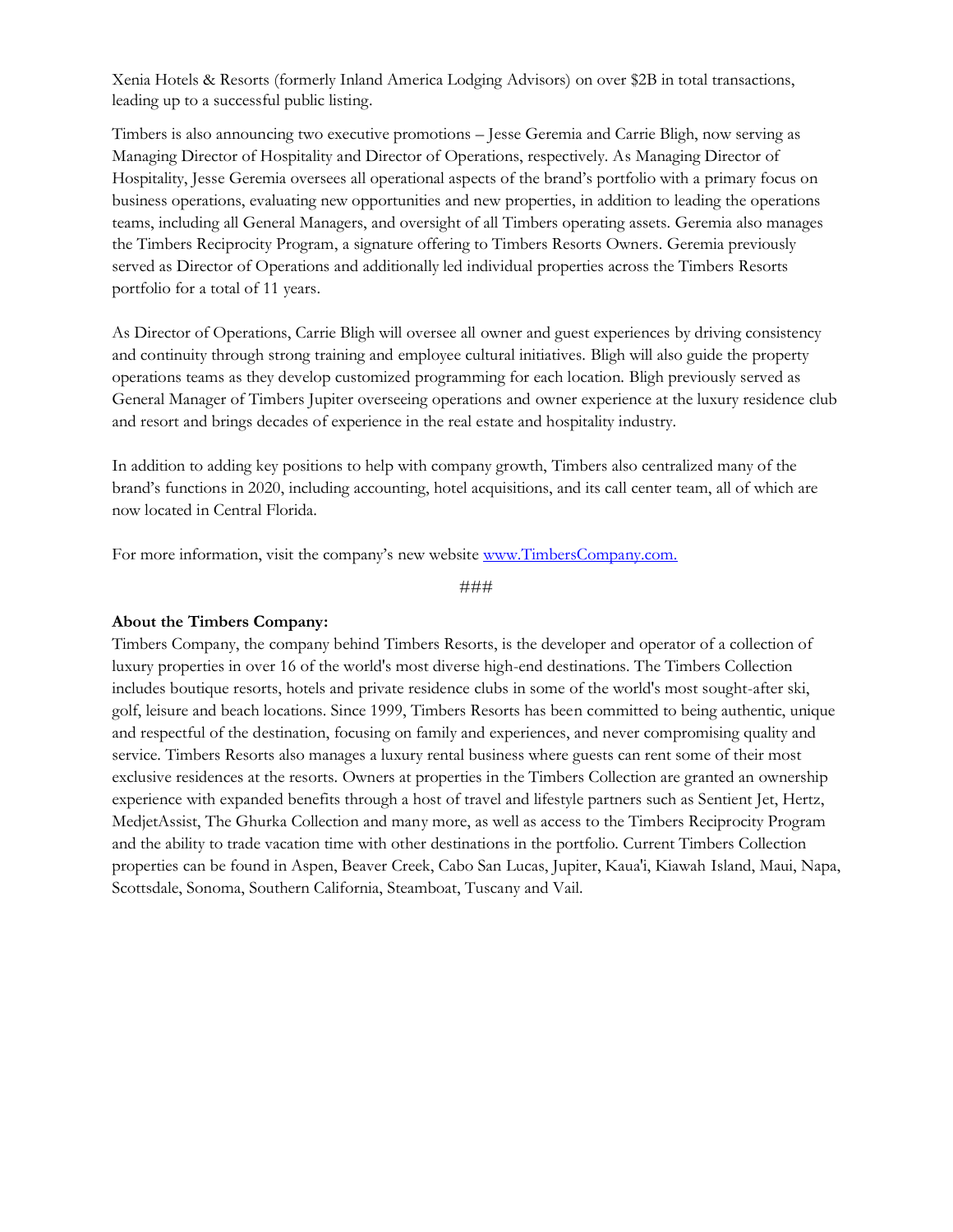Xenia Hotels & Resorts (formerly Inland America Lodging Advisors) on over $2B in total transactions, leading up to a successful public listing.

Timbers is also announcing two executive promotions – Jesse Geremia and Carrie Bligh, now serving as Managing Director of Hospitality and Director of Operations, respectively. As Managing Director of Hospitality, Jesse Geremia oversees all operational aspects of the brand's portfolio with a primary focus on business operations, evaluating new opportunities and new properties, in addition to leading the operations teams, including all General Managers, and oversight of all Timbers operating assets. Geremia also manages the Timbers Reciprocity Program, a signature offering to Timbers Resorts Owners. Geremia previously served as Director of Operations and additionally led individual properties across the Timbers Resorts portfolio for a total of 11 years.

As Director of Operations, Carrie Bligh will oversee all owner and guest experiences by driving consistency and continuity through strong training and employee cultural initiatives. Bligh will also guide the property operations teams as they develop customized programming for each location. Bligh previously served as General Manager of Timbers Jupiter overseeing operations and owner experience at the luxury residence club and resort and brings decades of experience in the real estate and hospitality industry.

In addition to adding key positions to help with company growth, Timbers also centralized many of the brand's functions in 2020, including accounting, hotel acquisitions, and its call center team, all of which are now located in Central Florida.

For more information, visit the company's new website [www.TimbersCompany.com.](http://www.TimbersCompany.com)

###

**About the Timbers Company:**
Timbers Company, the company behind Timbers Resorts, is the developer and operator of a collection of luxury properties in over 16 of the world's most diverse high-end destinations. The Timbers Collection includes boutique resorts, hotels and private residence clubs in some of the world's most sought-after ski, golf, leisure and beach locations. Since 1999, Timbers Resorts has been committed to being authentic, unique and respectful of the destination, focusing on family and experiences, and never compromising quality and service. Timbers Resorts also manages a luxury rental business where guests can rent some of their most exclusive residences at the resorts. Owners at properties in the Timbers Collection are granted an ownership experience with expanded benefits through a host of travel and lifestyle partners such as Sentient Jet, Hertz, MedjetAssist, The Ghurka Collection and many more, as well as access to the Timbers Reciprocity Program and the ability to trade vacation time with other destinations in the portfolio. Current Timbers Collection properties can be found in Aspen, Beaver Creek, Cabo San Lucas, Jupiter, Kaua'i, Kiawah Island, Maui, Napa, Scottsdale, Sonoma, Southern California, Steamboat, Tuscany and Vail.